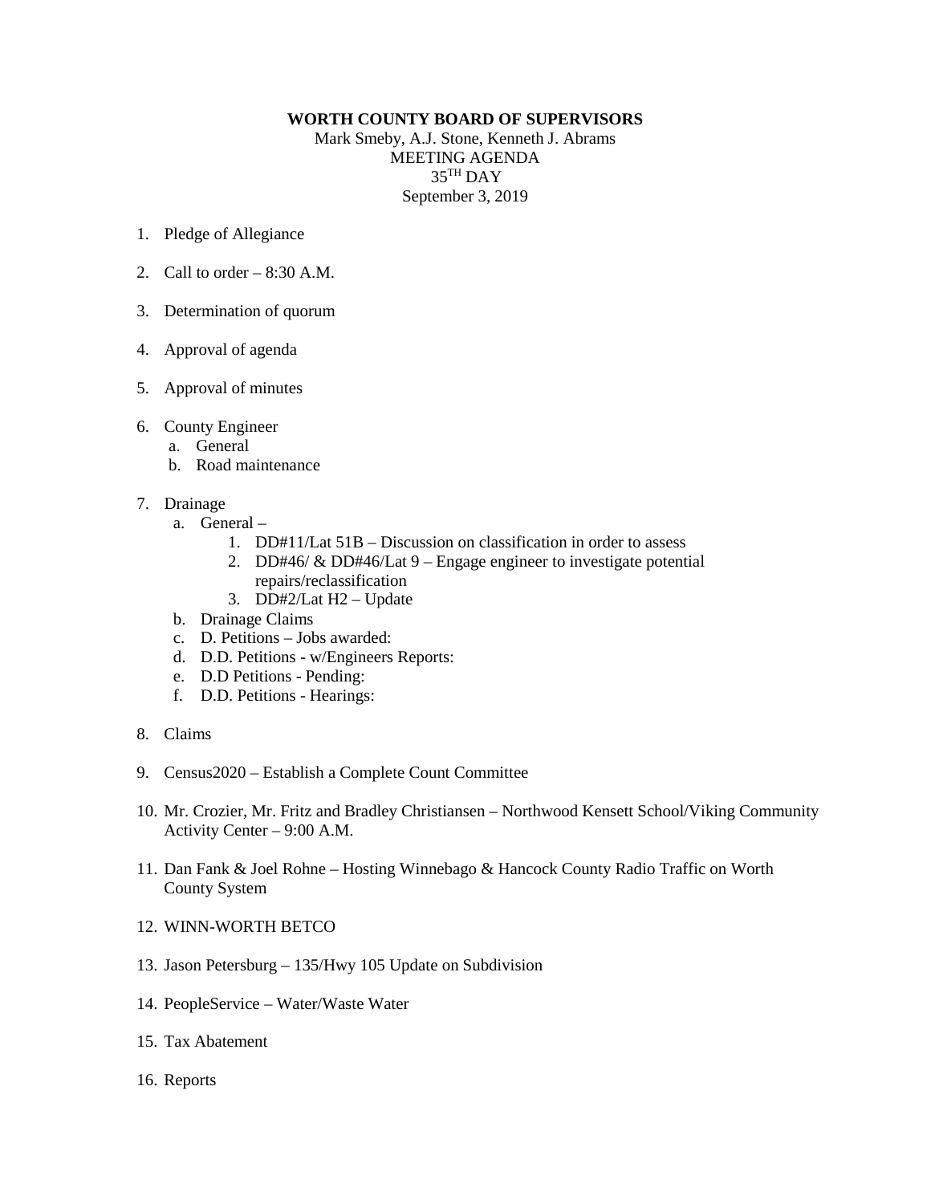**WORTH COUNTY BOARD OF SUPERVISORS**

Mark Smeby, A.J. Stone, Kenneth J. Abrams
MEETING AGENDA
35TH DAY
September 3, 2019

1. Pledge of Allegiance

2. Call to order – 8:30 A.M.

3. Determination of quorum

4. Approval of agenda

5. Approval of minutes

6. County Engineer
   a. General
   b. Road maintenance

7. Drainage
   a. General –
      1. DD#11/Lat 51B – Discussion on classification in order to assess
      2. DD#46/ & DD#46/Lat 9 – Engage engineer to investigate potential repairs/reclassification
      3. DD#2/Lat H2 – Update
   b. Drainage Claims
   c. D. Petitions – Jobs awarded:
   d. D.D. Petitions - w/Engineers Reports:
   e. D.D Petitions - Pending:
   f. D.D. Petitions - Hearings:

8. Claims

9. Census2020 – Establish a Complete Count Committee

10. Mr. Crozier, Mr. Fritz and Bradley Christiansen – Northwood Kensett School/Viking Community Activity Center – 9:00 A.M.

11. Dan Fank & Joel Rohne – Hosting Winnebago & Hancock County Radio Traffic on Worth County System

12. WINN-WORTH BETCO

13. Jason Petersburg – 135/Hwy 105 Update on Subdivision

14. PeopleService – Water/Waste Water

15. Tax Abatement

16. Reports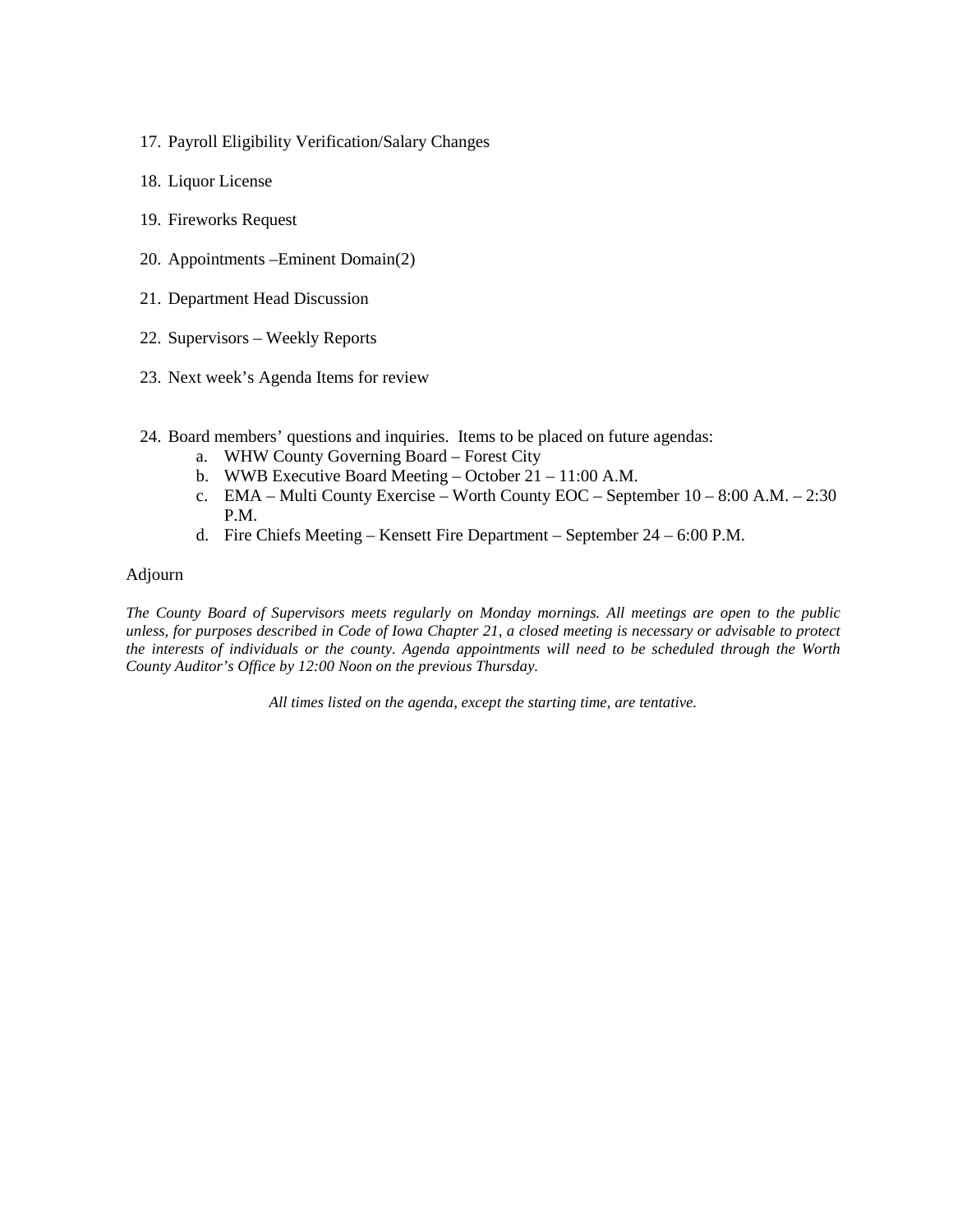17. Payroll Eligibility Verification/Salary Changes

18. Liquor License

19. Fireworks Request

20. Appointments –Eminent Domain(2)

21. Department Head Discussion

22. Supervisors – Weekly Reports

23. Next week's Agenda Items for review

24. Board members' questions and inquiries. Items to be placed on future agendas:
    a. WHW County Governing Board – Forest City
    b. WWB Executive Board Meeting – October 21 – 11:00 A.M.
    c. EMA – Multi County Exercise – Worth County EOC – September 10 – 8:00 A.M. – 2:30 P.M.
    d. Fire Chiefs Meeting – Kensett Fire Department – September 24 – 6:00 P.M.

Adjourn

*The County Board of Supervisors meets regularly on Monday mornings. All meetings are open to the public unless, for purposes described in Code of Iowa Chapter 21, a closed meeting is necessary or advisable to protect the interests of individuals or the county. Agenda appointments will need to be scheduled through the Worth County Auditor's Office by 12:00 Noon on the previous Thursday.*

*All times listed on the agenda, except the starting time, are tentative.*